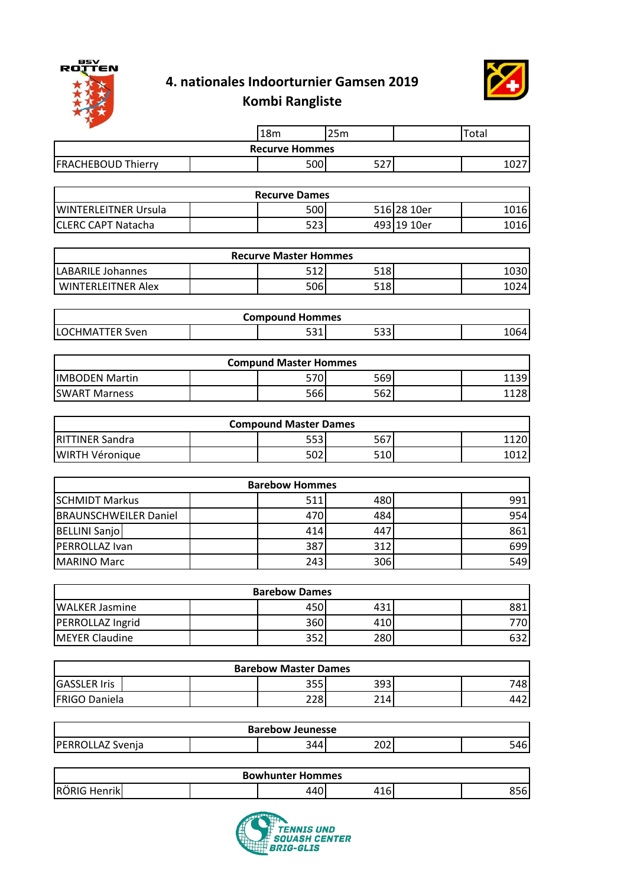# 4. nationales Indoorturnier Gamsen 2019

## Kombi Rangliste

| | | 18m | 25m | | Total |
|---|---|---|---|---|---|
| **Recurve Hommes** | | | | | |
| FRACHEBOUD Thierry | | 500 | 527 | | 1027 |
| | | | | | |
| **Recurve Dames** | | | | | |
| WINTERLEITNER Ursula | | 500 | 516 | 28 10er | 1016 |
| CLERC CAPT Natacha | | 523 | 493 | 19 10er | 1016 |
| | | | | | |
| **Recurve Master Hommes** | | | | | |
| LABARILE Johannes | | 512 | 518 | | 1030 |
| WINTERLEITNER Alex | | 506 | 518 | | 1024 |
| | | | | | |
| **Compound Hommes** | | | | | |
| LOCHMATTER Sven | | 531 | 533 | | 1064 |
| | | | | | |
| **Compund Master Hommes** | | | | | |
| IMBODEN Martin | | 570 | 569 | | 1139 |
| SWART Marness | | 566 | 562 | | 1128 |
| | | | | | |
| **Compound Master Dames** | | | | | |
| RITTINER Sandra | | 553 | 567 | | 1120 |
| WIRTH Véronique | | 502 | 510 | | 1012 |
| | | | | | |
| **Barebow Hommes** | | | | | |
| SCHMIDT Markus | | 511 | 480 | | 991 |
| BRAUNSCHWEILER Daniel | | 470 | 484 | | 954 |
| BELLINI Sanjo | | 414 | 447 | | 861 |
| PERROLLAZ Ivan | | 387 | 312 | | 699 |
| MARINO Marc | | 243 | 306 | | 549 |
| | | | | | |
| **Barebow Dames** | | | | | |
| WALKER Jasmine | | 450 | 431 | | 881 |
| PERROLLAZ Ingrid | | 360 | 410 | | 770 |
| MEYER Claudine | | 352 | 280 | | 632 |
| | | | | | |
| **Barebow Master Dames** | | | | | |
| GASSLER Iris | | 355 | 393 | | 748 |
| FRIGO Daniela | | 228 | 214 | | 442 |
| | | | | | |
| **Barebow Jeunesse** | | | | | |
| PERROLLAZ Svenja | | 344 | 202 | | 546 |
| | | | | | |
| **Bowhunter Hommes** | | | | | |
| RÖRIG Henrik | | 440 | 416 | | 856 |

TENNIS UND SQUASH CENTER BRIG-GLIS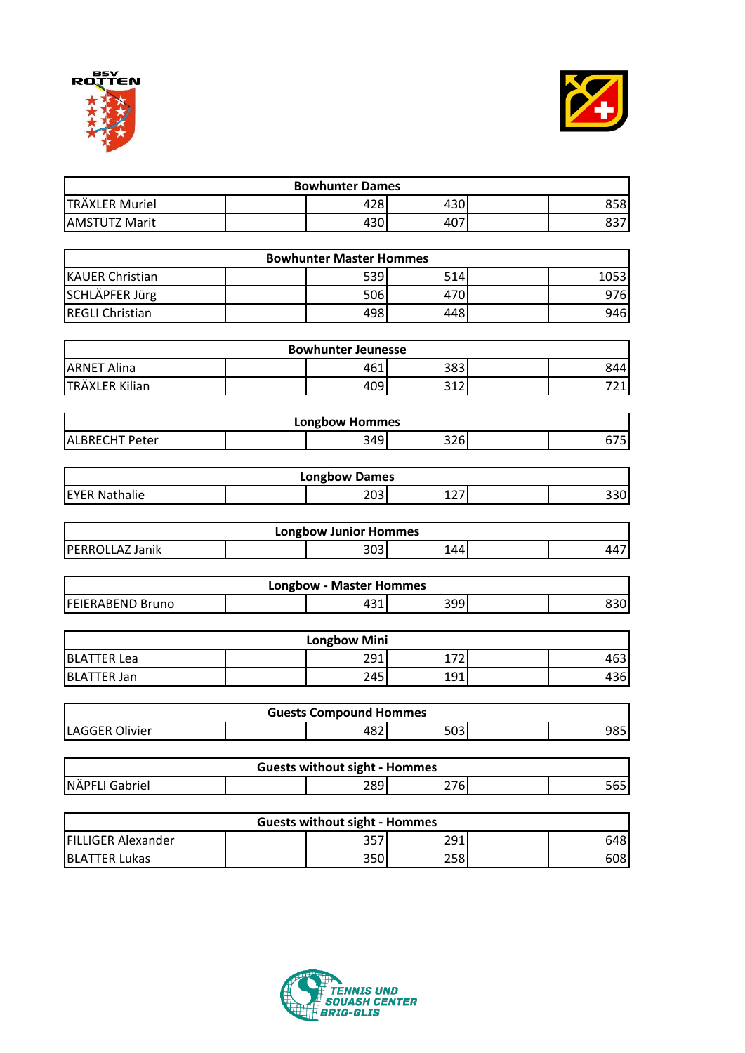| Bowhunter Dames | | | | | |
|---|---|---|---|---|---|
| TRÄXLER Muriel | | 428 | 430 | | 858 |
| AMSTUTZ Marit | | 430 | 407 | | 837 |

| Bowhunter Master Hommes | | | | | |
|---|---|---|---|---|---|
| KAUER Christian | | 539 | 514 | | 1053 |
| SCHLÄPFER Jürg | | 506 | 470 | | 976 |
| REGLI Christian | | 498 | 448 | | 946 |

| Bowhunter Jeunesse | | | | | |
|---|---|---|---|---|---|
| ARNET Alina | | 461 | 383 | | 844 |
| TRÄXLER Kilian | | 409 | 312 | | 721 |

| Longbow Hommes | | | | | |
|---|---|---|---|---|---|
| ALBRECHT Peter | | 349 | 326 | | 675 |

| Longbow Dames | | | | | |
|---|---|---|---|---|---|
| EYER Nathalie | | 203 | 127 | | 330 |

| Longbow Junior Hommes | | | | | |
|---|---|---|---|---|---|
| PERROLLAZ Janik | | 303 | 144 | | 447 |

| Longbow - Master Hommes | | | | | |
|---|---|---|---|---|---|
| FEIERABEND Bruno | | 431 | 399 | | 830 |

| Longbow Mini | | | | | |
|---|---|---|---|---|---|
| BLATTER Lea | | 291 | 172 | | 463 |
| BLATTER Jan | | 245 | 191 | | 436 |

| Guests Compound Hommes | | | | | |
|---|---|---|---|---|---|
| LAGGER Olivier | | 482 | 503 | | 985 |

| Guests without sight - Hommes | | | | | |
|---|---|---|---|---|---|
| NÄPFLI Gabriel | | 289 | 276 | | 565 |

| Guests without sight - Hommes | | | | | |
|---|---|---|---|---|---|
| FILLIGER Alexander | | 357 | 291 | | 648 |
| BLATTER Lukas | | 350 | 258 | | 608 |

TENNIS UND SQUASH CENTER BRIG-GLIS